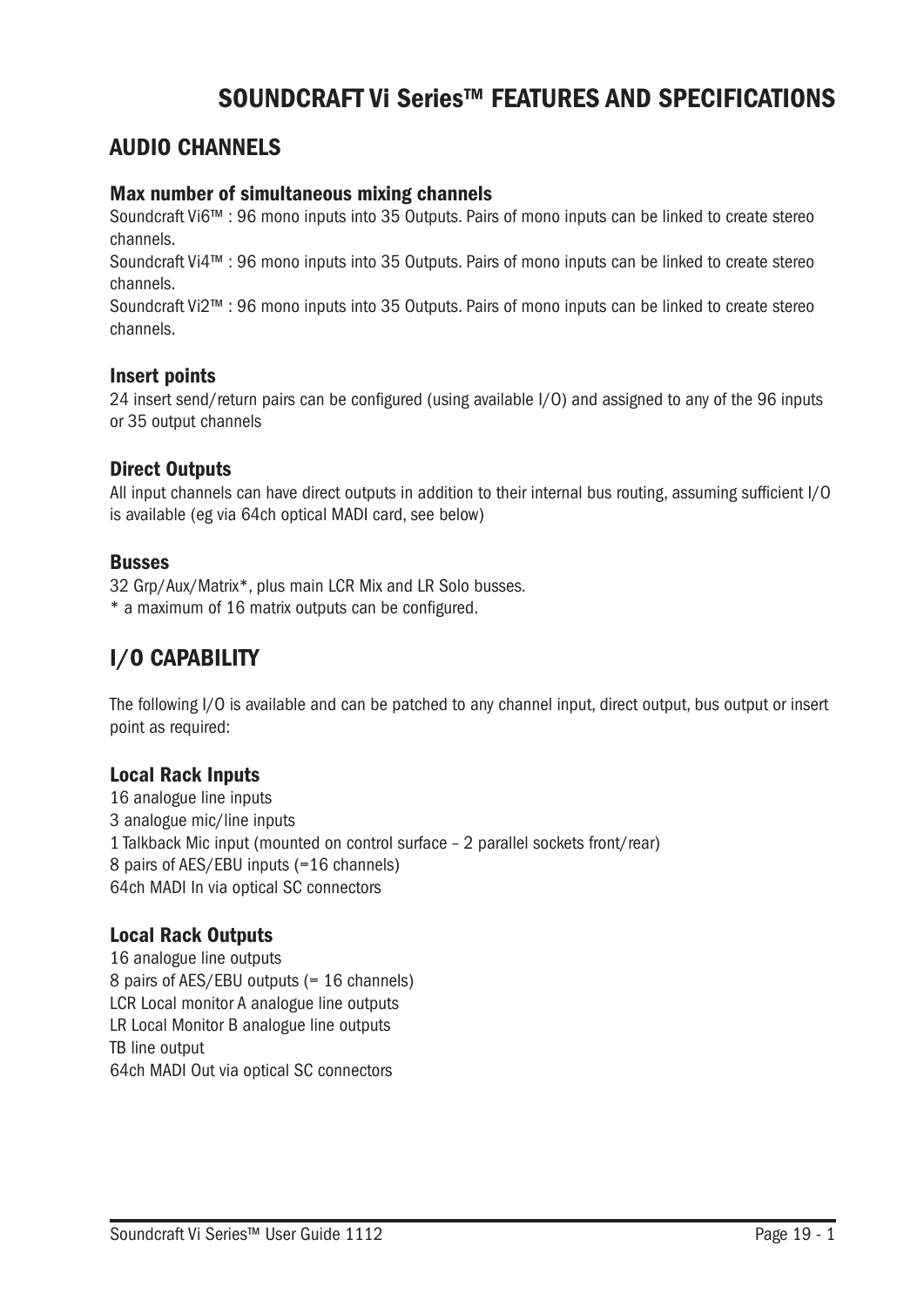# SOUNDCRAFT Vi Series™ FEATURES AND SPECIFICATIONS

## AUDIO CHANNELS

### Max number of simultaneous mixing channels

Soundcraft Vi6™ : 96 mono inputs into 35 Outputs. Pairs of mono inputs can be linked to create stereo channels.
Soundcraft Vi4™ : 96 mono inputs into 35 Outputs. Pairs of mono inputs can be linked to create stereo channels.
Soundcraft Vi2™ : 96 mono inputs into 35 Outputs. Pairs of mono inputs can be linked to create stereo channels.

### Insert points

24 insert send/return pairs can be configured (using available I/O) and assigned to any of the 96 inputs or 35 output channels

### Direct Outputs

All input channels can have direct outputs in addition to their internal bus routing, assuming sufficient I/O is available (eg via 64ch optical MADI card, see below)

### Busses

32 Grp/Aux/Matrix*, plus main LCR Mix and LR Solo busses.
* a maximum of 16 matrix outputs can be configured.

## I/O CAPABILITY

The following I/O is available and can be patched to any channel input, direct output, bus output or insert point as required:

### Local Rack Inputs

16 analogue line inputs
3 analogue mic/line inputs
1 Talkback Mic input (mounted on control surface – 2 parallel sockets front/rear)
8 pairs of AES/EBU inputs (=16 channels)
64ch MADI In via optical SC connectors

### Local Rack Outputs

16 analogue line outputs
8 pairs of AES/EBU outputs (= 16 channels)
LCR Local monitor A analogue line outputs
LR Local Monitor B analogue line outputs
TB line output
64ch MADI Out via optical SC connectors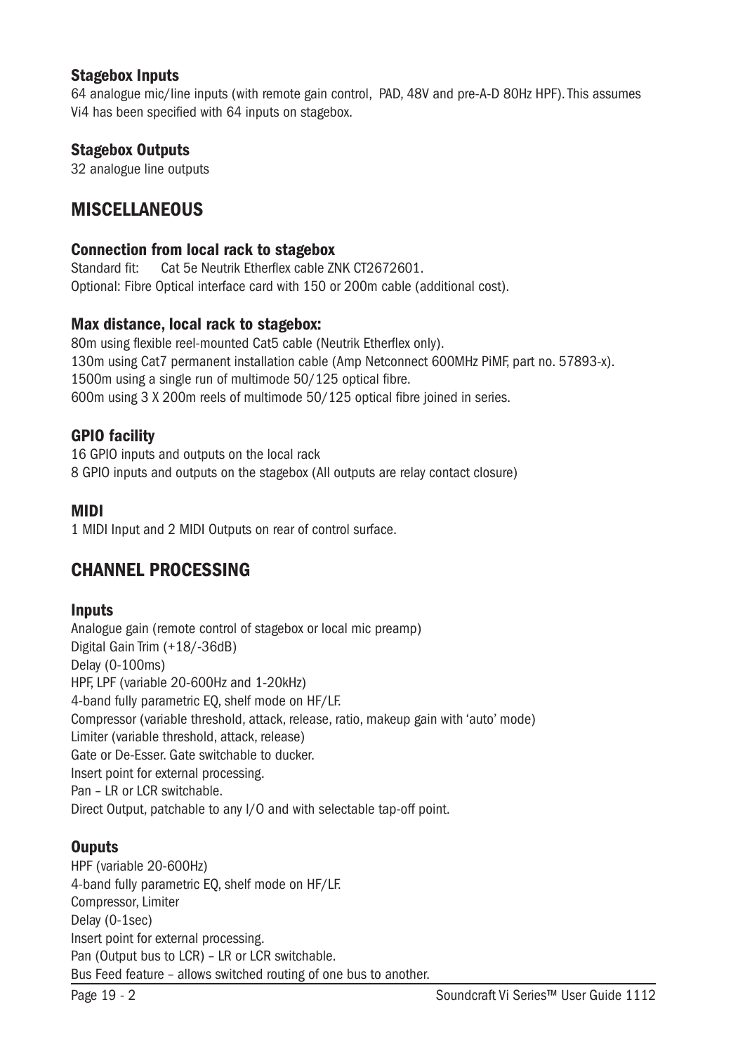### Stagebox Inputs

64 analogue mic/line inputs (with remote gain control, PAD, 48V and pre-A-D 80Hz HPF). This assumes Vi4 has been specified with 64 inputs on stagebox.

### Stagebox Outputs

32 analogue line outputs

## MISCELLANEOUS

### Connection from local rack to stagebox

Standard fit: Cat 5e Neutrik Etherflex cable ZNK CT2672601.
Optional: Fibre Optical interface card with 150 or 200m cable (additional cost).

### Max distance, local rack to stagebox:

80m using flexible reel-mounted Cat5 cable (Neutrik Etherflex only).
130m using Cat7 permanent installation cable (Amp Netconnect 600MHz PiMF, part no. 57893-x).
1500m using a single run of multimode 50/125 optical fibre.
600m using 3 X 200m reels of multimode 50/125 optical fibre joined in series.

### GPIO facility

16 GPIO inputs and outputs on the local rack
8 GPIO inputs and outputs on the stagebox (All outputs are relay contact closure)

### MIDI

1 MIDI Input and 2 MIDI Outputs on rear of control surface.

## CHANNEL PROCESSING

### Inputs

Analogue gain (remote control of stagebox or local mic preamp)
Digital Gain Trim (+18/-36dB)
Delay (0-100ms)
HPF, LPF (variable 20-600Hz and 1-20kHz)
4-band fully parametric EQ, shelf mode on HF/LF.
Compressor (variable threshold, attack, release, ratio, makeup gain with 'auto' mode)
Limiter (variable threshold, attack, release)
Gate or De-Esser. Gate switchable to ducker.
Insert point for external processing.
Pan – LR or LCR switchable.
Direct Output, patchable to any I/O and with selectable tap-off point.

### Ouputs

HPF (variable 20-600Hz)
4-band fully parametric EQ, shelf mode on HF/LF.
Compressor, Limiter
Delay (0-1sec)
Insert point for external processing.
Pan (Output bus to LCR) – LR or LCR switchable.
Bus Feed feature – allows switched routing of one bus to another.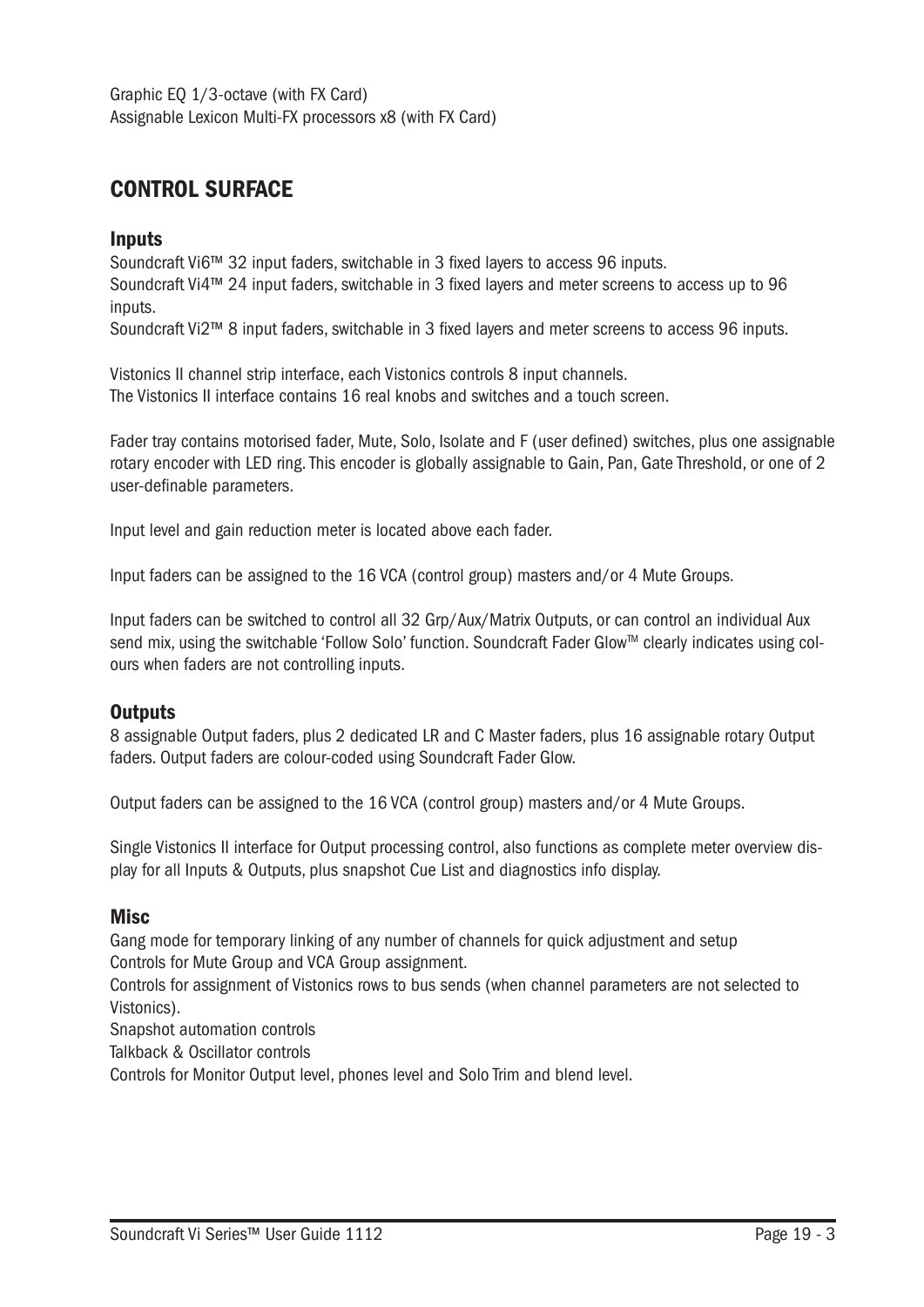Graphic EQ 1/3-octave (with FX Card)
Assignable Lexicon Multi-FX processors x8 (with FX Card)

## CONTROL SURFACE

### Inputs

Soundcraft Vi6™ 32 input faders, switchable in 3 fixed layers to access 96 inputs.
Soundcraft Vi4™ 24 input faders, switchable in 3 fixed layers and meter screens to access up to 96 inputs.
Soundcraft Vi2™ 8 input faders, switchable in 3 fixed layers and meter screens to access 96 inputs.

Vistonics II channel strip interface, each Vistonics controls 8 input channels.
The Vistonics II interface contains 16 real knobs and switches and a touch screen.

Fader tray contains motorised fader, Mute, Solo, Isolate and F (user defined) switches, plus one assignable rotary encoder with LED ring. This encoder is globally assignable to Gain, Pan, Gate Threshold, or one of 2 user-definable parameters.

Input level and gain reduction meter is located above each fader.

Input faders can be assigned to the 16 VCA (control group) masters and/or 4 Mute Groups.

Input faders can be switched to control all 32 Grp/Aux/Matrix Outputs, or can control an individual Aux send mix, using the switchable 'Follow Solo' function. Soundcraft Fader Glow™ clearly indicates using colours when faders are not controlling inputs.

### Outputs

8 assignable Output faders, plus 2 dedicated LR and C Master faders, plus 16 assignable rotary Output faders. Output faders are colour-coded using Soundcraft Fader Glow.

Output faders can be assigned to the 16 VCA (control group) masters and/or 4 Mute Groups.

Single Vistonics II interface for Output processing control, also functions as complete meter overview display for all Inputs & Outputs, plus snapshot Cue List and diagnostics info display.

### Misc

Gang mode for temporary linking of any number of channels for quick adjustment and setup
Controls for Mute Group and VCA Group assignment.
Controls for assignment of Vistonics rows to bus sends (when channel parameters are not selected to Vistonics).
Snapshot automation controls
Talkback & Oscillator controls
Controls for Monitor Output level, phones level and Solo Trim and blend level.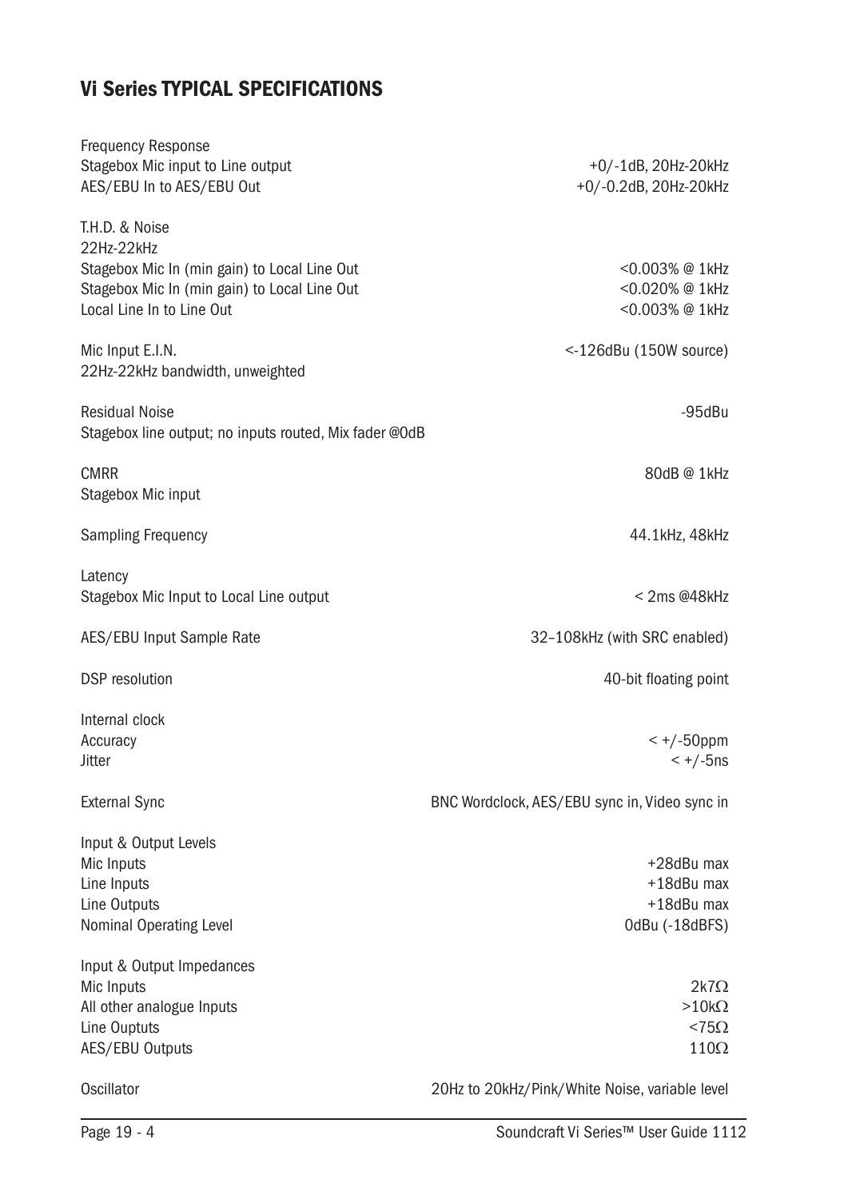## Vi Series TYPICAL SPECIFICATIONS

| | |
|---|---|
| Frequency Response | |
| Stagebox Mic input to Line output | +0/-1dB, 20Hz-20kHz |
| AES/EBU In to AES/EBU Out | +0/-0.2dB, 20Hz-20kHz |
| | |
| T.H.D. & Noise | |
| 22Hz-22kHz | |
| Stagebox Mic In (min gain) to Local Line Out | <0.003% @ 1kHz |
| Stagebox Mic In (min gain) to Local Line Out | <0.020% @ 1kHz |
| Local Line In to Line Out | <0.003% @ 1kHz |
| | |
| Mic Input E.I.N. | <-126dBu (150W source) |
| 22Hz-22kHz bandwidth, unweighted | |
| | |
| Residual Noise | -95dBu |
| Stagebox line output; no inputs routed, Mix fader @0dB | |
| | |
| CMRR | 80dB @ 1kHz |
| Stagebox Mic input | |
| | |
| Sampling Frequency | 44.1kHz, 48kHz |
| | |
| Latency | |
| Stagebox Mic Input to Local Line output | < 2ms @48kHz |
| | |
| AES/EBU Input Sample Rate | 32–108kHz (with SRC enabled) |
| | |
| DSP resolution | 40-bit floating point |
| | |
| Internal clock | |
| Accuracy | < +/-50ppm |
| Jitter | < +/-5ns |
| | |
| External Sync | BNC Wordclock, AES/EBU sync in, Video sync in |
| | |
| Input & Output Levels | |
| Mic Inputs | +28dBu max |
| Line Inputs | +18dBu max |
| Line Outputs | +18dBu max |
| Nominal Operating Level | 0dBu (-18dBFS) |
| | |
| Input & Output Impedances | |
| Mic Inputs | 2k7Ω |
| All other analogue Inputs | >10kΩ |
| Line Ouptuts | <75Ω |
| AES/EBU Outputs | 110Ω |
| | |
| Oscillator | 20Hz to 20kHz/Pink/White Noise, variable level |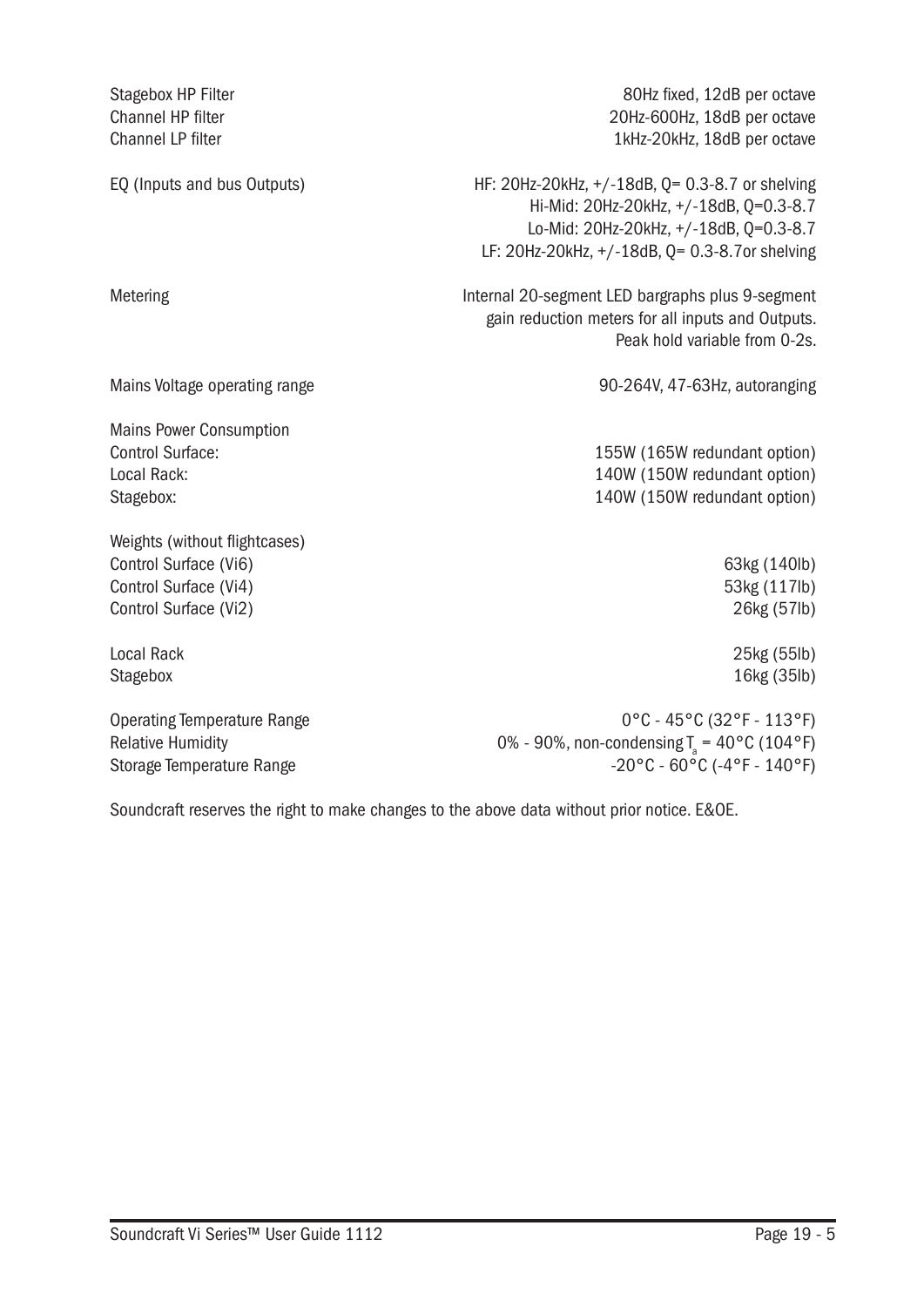| | |
|---|---|
| Stagebox HP Filter | 80Hz fixed, 12dB per octave |
| Channel HP filter | 20Hz-600Hz, 18dB per octave |
| Channel LP filter | 1kHz-20kHz, 18dB per octave |
| EQ (Inputs and bus Outputs) | HF: 20Hz-20kHz, +/-18dB, Q= 0.3-8.7 or shelving<br>Hi-Mid: 20Hz-20kHz, +/-18dB, Q=0.3-8.7<br>Lo-Mid: 20Hz-20kHz, +/-18dB, Q=0.3-8.7<br>LF: 20Hz-20kHz, +/-18dB, Q= 0.3-8.7or shelving |
| Metering | Internal 20-segment LED bargraphs plus 9-segment gain reduction meters for all inputs and Outputs. Peak hold variable from 0-2s. |
| Mains Voltage operating range | 90-264V, 47-63Hz, autoranging |
| Mains Power Consumption | |
| Control Surface: | 155W (165W redundant option) |
| Local Rack: | 140W (150W redundant option) |
| Stagebox: | 140W (150W redundant option) |
| Weights (without flightcases) | |
| Control Surface (Vi6) | 63kg (140lb) |
| Control Surface (Vi4) | 53kg (117lb) |
| Control Surface (Vi2) | 26kg (57lb) |
| Local Rack | 25kg (55lb) |
| Stagebox | 16kg (35lb) |
| Operating Temperature Range | 0°C - 45°C (32°F - 113°F) |
| Relative Humidity | 0% - 90%, non-condensing $T_a$ = 40°C (104°F) |
| Storage Temperature Range | -20°C - 60°C (-4°F - 140°F) |

Soundcraft reserves the right to make changes to the above data without prior notice. E&OE.